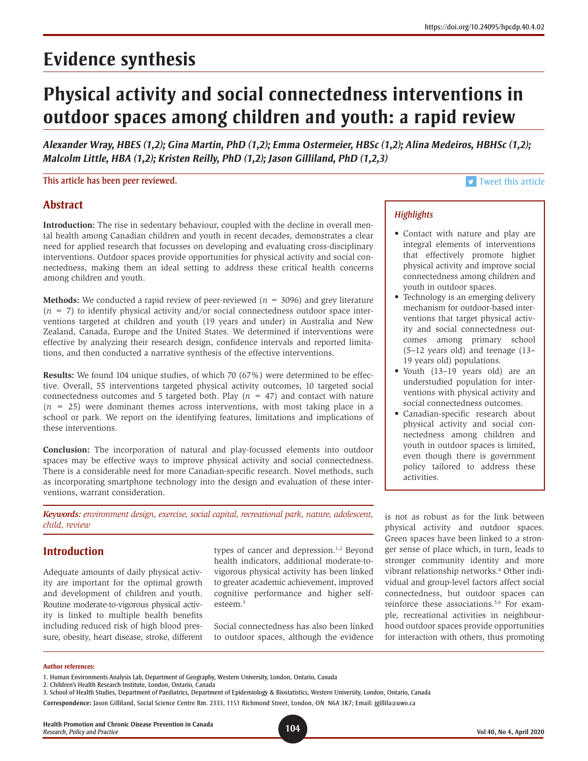https://doi.org/10.24095/hpcdp.40.4.02

# Evidence synthesis

# Physical activity and social connectedness interventions in outdoor spaces among children and youth: a rapid review

***Alexander Wray, HBES (1,2); Gina Martin, PhD (1,2); Emma Ostermeier, HBSc (1,2); Alina Medeiros, HBHSc (1,2); Malcolm Little, HBA (1,2); Kristen Reilly, PhD (1,2); Jason Gilliland, PhD (1,2,3)***

This article has been peer reviewed.

Tweet this article

## Abstract

**Introduction:** The rise in sedentary behaviour, coupled with the decline in overall mental health among Canadian children and youth in recent decades, demonstrates a clear need for applied research that focusses on developing and evaluating cross-disciplinary interventions. Outdoor spaces provide opportunities for physical activity and social connectedness, making them an ideal setting to address these critical health concerns among children and youth.

**Methods:** We conducted a rapid review of peer-reviewed ($n$ = 3096) and grey literature ($n$ = 7) to identify physical activity and/or social connectedness outdoor space interventions targeted at children and youth (19 years and under) in Australia and New Zealand, Canada, Europe and the United States. We determined if interventions were effective by analyzing their research design, confidence intervals and reported limitations, and then conducted a narrative synthesis of the effective interventions.

**Results:** We found 104 unique studies, of which 70 (67%) were determined to be effective. Overall, 55 interventions targeted physical activity outcomes, 10 targeted social connectedness outcomes and 5 targeted both. Play ($n$ = 47) and contact with nature ($n$ = 25) were dominant themes across interventions, with most taking place in a school or park. We report on the identifying features, limitations and implications of these interventions.

**Conclusion:** The incorporation of natural and play-focussed elements into outdoor spaces may be effective ways to improve physical activity and social connectedness. There is a considerable need for more Canadian-specific research. Novel methods, such as incorporating smartphone technology into the design and evaluation of these interventions, warrant consideration.

***Keywords:*** *environment design, exercise, social capital, recreational park, nature, adolescent, child, review*

### *Highlights*

- Contact with nature and play are integral elements of interventions that effectively promote higher physical activity and improve social connectedness among children and youth in outdoor spaces.
- Technology is an emerging delivery mechanism for outdoor-based interventions that target physical activity and social connectedness outcomes among primary school (5–12 years old) and teenage (13–19 years old) populations.
- Youth (13–19 years old) are an understudied population for interventions with physical activity and social connectedness outcomes.
- Canadian-specific research about physical activity and social connectedness among children and youth in outdoor spaces is limited, even though there is government policy tailored to address these activities.

## Introduction

Adequate amounts of daily physical activity are important for the optimal growth and development of children and youth. Routine moderate-to-vigorous physical activity is linked to multiple health benefits including reduced risk of high blood pressure, obesity, heart disease, stroke, different types of cancer and depression.[1,2] Beyond health indicators, additional moderate-to-vigorous physical activity has been linked to greater academic achievement, improved cognitive performance and higher self-esteem.[3]

Social connectedness has also been linked to outdoor spaces, although the evidence is not as robust as for the link between physical activity and outdoor spaces. Green spaces have been linked to a stronger sense of place which, in turn, leads to stronger community identity and more vibrant relationship networks.[4] Other individual and group-level factors affect social connectedness, but outdoor spaces can reinforce these associations.[5,6] For example, recreational activities in neighbourhood outdoor spaces provide opportunities for interaction with others, thus promoting

**Author references:**

1. Human Environments Analysis Lab, Department of Geography, Western University, London, Ontario, Canada
2. Children's Health Research Institute, London, Ontario, Canada
3. School of Health Studies, Department of Paediatrics, Department of Epidemiology & Biostatistics, Western University, London, Ontario, Canada

**Correspondence:** Jason Gilliland, Social Science Centre Rm. 2333, 1151 Richmond Street, London, ON N6A 3K7; Email: jgillila@uwo.ca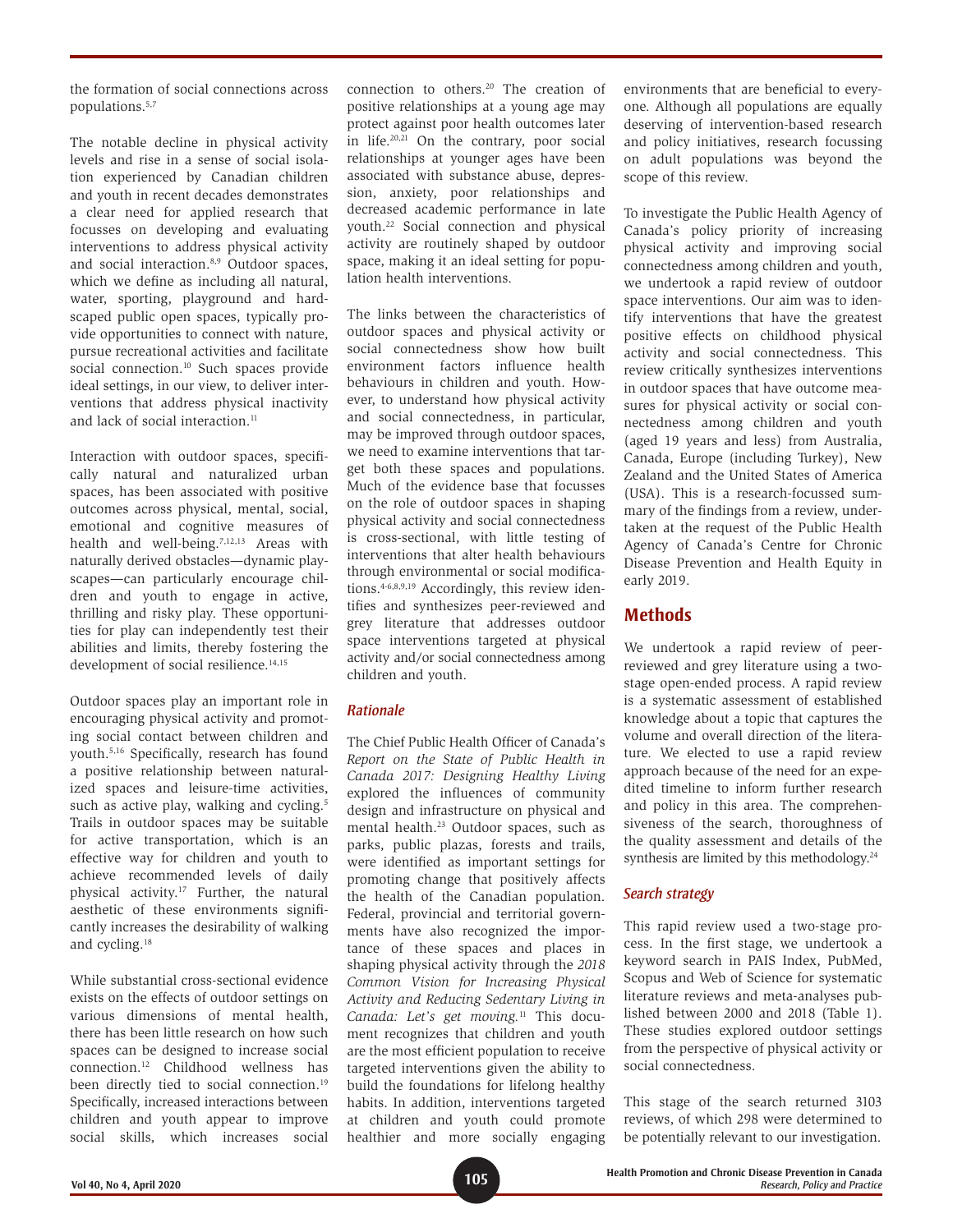the formation of social connections across populations.[5,7]

The notable decline in physical activity levels and rise in a sense of social isolation experienced by Canadian children and youth in recent decades demonstrates a clear need for applied research that focusses on developing and evaluating interventions to address physical activity and social interaction.[8,9] Outdoor spaces, which we define as including all natural, water, sporting, playground and hardscaped public open spaces, typically provide opportunities to connect with nature, pursue recreational activities and facilitate social connection.[10] Such spaces provide ideal settings, in our view, to deliver interventions that address physical inactivity and lack of social interaction.[11]

Interaction with outdoor spaces, specifically natural and naturalized urban spaces, has been associated with positive outcomes across physical, mental, social, emotional and cognitive measures of health and well-being.[7,12,13] Areas with naturally derived obstacles—dynamic playscapes—can particularly encourage children and youth to engage in active, thrilling and risky play. These opportunities for play can independently test their abilities and limits, thereby fostering the development of social resilience.[14,15]

Outdoor spaces play an important role in encouraging physical activity and promoting social contact between children and youth.[5,16] Specifically, research has found a positive relationship between naturalized spaces and leisure-time activities, such as active play, walking and cycling.[5] Trails in outdoor spaces may be suitable for active transportation, which is an effective way for children and youth to achieve recommended levels of daily physical activity.[17] Further, the natural aesthetic of these environments significantly increases the desirability of walking and cycling.[18]

While substantial cross-sectional evidence exists on the effects of outdoor settings on various dimensions of mental health, there has been little research on how such spaces can be designed to increase social connection.[12] Childhood wellness has been directly tied to social connection.[19] Specifically, increased interactions between children and youth appear to improve social skills, which increases social connection to others.[20] The creation of positive relationships at a young age may protect against poor health outcomes later in life.[20,21] On the contrary, poor social relationships at younger ages have been associated with substance abuse, depression, anxiety, poor relationships and decreased academic performance in late youth.[22] Social connection and physical activity are routinely shaped by outdoor space, making it an ideal setting for population health interventions.

The links between the characteristics of outdoor spaces and physical activity or social connectedness show how built environment factors influence health behaviours in children and youth. However, to understand how physical activity and social connectedness, in particular, may be improved through outdoor spaces, we need to examine interventions that target both these spaces and populations. Much of the evidence base that focusses on the role of outdoor spaces in shaping physical activity and social connectedness is cross-sectional, with little testing of interventions that alter health behaviours through environmental or social modifications.[4-6,8,9,19] Accordingly, this review identifies and synthesizes peer-reviewed and grey literature that addresses outdoor space interventions targeted at physical activity and/or social connectedness among children and youth.

### Rationale

The Chief Public Health Officer of Canada's *Report on the State of Public Health in Canada 2017: Designing Healthy Living* explored the influences of community design and infrastructure on physical and mental health.[23] Outdoor spaces, such as parks, public plazas, forests and trails, were identified as important settings for promoting change that positively affects the health of the Canadian population. Federal, provincial and territorial governments have also recognized the importance of these spaces and places in shaping physical activity through the *2018 Common Vision for Increasing Physical Activity and Reducing Sedentary Living in Canada: Let's get moving.*[11] This document recognizes that children and youth are the most efficient population to receive targeted interventions given the ability to build the foundations for lifelong healthy habits. In addition, interventions targeted at children and youth could promote healthier and more socially engaging environments that are beneficial to everyone. Although all populations are equally deserving of intervention-based research and policy initiatives, research focussing on adult populations was beyond the scope of this review.

To investigate the Public Health Agency of Canada's policy priority of increasing physical activity and improving social connectedness among children and youth, we undertook a rapid review of outdoor space interventions. Our aim was to identify interventions that have the greatest positive effects on childhood physical activity and social connectedness. This review critically synthesizes interventions in outdoor spaces that have outcome measures for physical activity or social connectedness among children and youth (aged 19 years and less) from Australia, Canada, Europe (including Turkey), New Zealand and the United States of America (USA). This is a research-focussed summary of the findings from a review, undertaken at the request of the Public Health Agency of Canada's Centre for Chronic Disease Prevention and Health Equity in early 2019.

## Methods

We undertook a rapid review of peer-reviewed and grey literature using a two-stage open-ended process. A rapid review is a systematic assessment of established knowledge about a topic that captures the volume and overall direction of the literature. We elected to use a rapid review approach because of the need for an expedited timeline to inform further research and policy in this area. The comprehensiveness of the search, thoroughness of the quality assessment and details of the synthesis are limited by this methodology.[24]

### Search strategy

This rapid review used a two-stage process. In the first stage, we undertook a keyword search in PAIS Index, PubMed, Scopus and Web of Science for systematic literature reviews and meta-analyses published between 2000 and 2018 (Table 1). These studies explored outdoor settings from the perspective of physical activity or social connectedness.

This stage of the search returned 3103 reviews, of which 298 were determined to be potentially relevant to our investigation.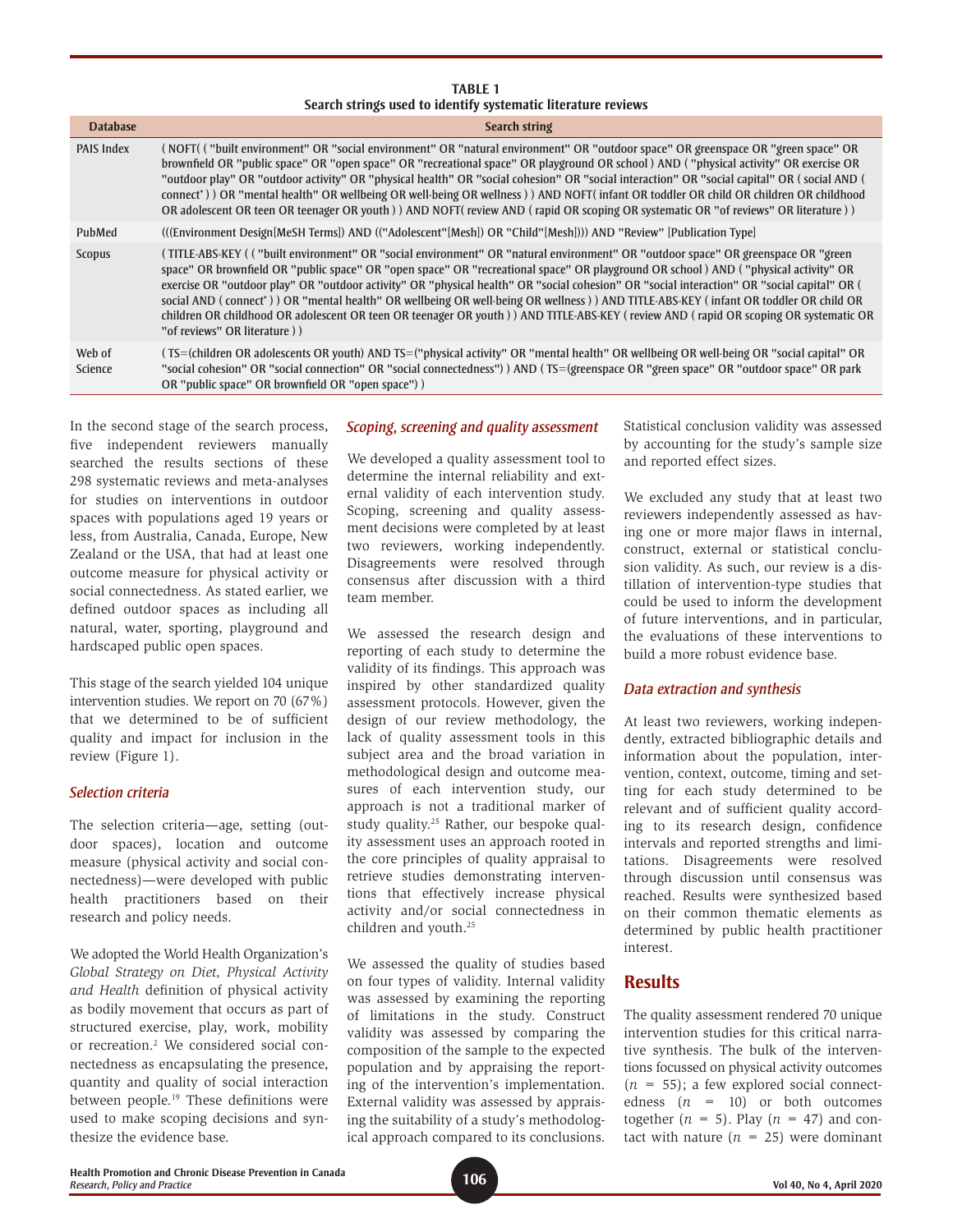**TABLE 1**
**Search strings used to identify systematic literature reviews**

| Database | Search string |
| --- | --- |
| PAIS Index | ( NOFT( ( "built environment" OR "social environment" OR "natural environment" OR "outdoor space" OR greenspace OR "green space" OR brownfield OR "public space" OR "open space" OR "recreational space" OR playground OR school ) AND ( "physical activity" OR exercise OR "outdoor play" OR "outdoor activity" OR "physical health" OR "social cohesion" OR "social interaction" OR "social capital" OR ( social AND ( connect* ) ) OR "mental health" OR wellbeing OR well-being OR wellness ) ) AND NOFT( infant OR toddler OR child OR children OR childhood OR adolescent OR teen OR teenager OR youth ) ) AND NOFT( review AND ( rapid OR scoping OR systematic OR "of reviews" OR literature ) ) |
| PubMed | (((Environment Design[MeSH Terms]) AND (("Adolescent"[Mesh]) OR "Child"[Mesh]))) AND "Review" [Publication Type] |
| Scopus | ( TITLE-ABS-KEY ( ( "built environment" OR "social environment" OR "natural environment" OR "outdoor space" OR greenspace OR "green space" OR brownfield OR "public space" OR "open space" OR "recreational space" OR playground OR school ) AND ( "physical activity" OR exercise OR "outdoor play" OR "outdoor activity" OR "physical health" OR "social cohesion" OR "social interaction" OR "social capital" OR ( social AND ( connect* ) ) OR "mental health" OR wellbeing OR well-being OR wellness ) ) AND TITLE-ABS-KEY ( infant OR toddler OR child OR children OR childhood OR adolescent OR teen OR teenager OR youth ) ) AND TITLE-ABS-KEY ( review AND ( rapid OR scoping OR systematic OR "of reviews" OR literature ) ) |
| Web of Science | ( TS=(children OR adolescents OR youth) AND TS=("physical activity" OR "mental health" OR wellbeing OR well-being OR "social capital" OR "social cohesion" OR "social connection" OR "social connectedness") ) AND ( TS=(greenspace OR "green space" OR "outdoor space" OR park OR "public space" OR brownfield OR "open space") ) |

In the second stage of the search process, five independent reviewers manually searched the results sections of these 298 systematic reviews and meta-analyses for studies on interventions in outdoor spaces with populations aged 19 years or less, from Australia, Canada, Europe, New Zealand or the USA, that had at least one outcome measure for physical activity or social connectedness. As stated earlier, we defined outdoor spaces as including all natural, water, sporting, playground and hardscaped public open spaces.

This stage of the search yielded 104 unique intervention studies. We report on 70 (67%) that we determined to be of sufficient quality and impact for inclusion in the review (Figure 1).

### *Selection criteria*

The selection criteria—age, setting (outdoor spaces), location and outcome measure (physical activity and social connectedness)—were developed with public health practitioners based on their research and policy needs.

We adopted the World Health Organization's *Global Strategy on Diet, Physical Activity and Health* definition of physical activity as bodily movement that occurs as part of structured exercise, play, work, mobility or recreation.[2] We considered social connectedness as encapsulating the presence, quantity and quality of social interaction between people.[19] These definitions were used to make scoping decisions and synthesize the evidence base.

### *Scoping, screening and quality assessment*

We developed a quality assessment tool to determine the internal reliability and external validity of each intervention study. Scoping, screening and quality assessment decisions were completed by at least two reviewers, working independently. Disagreements were resolved through consensus after discussion with a third team member.

We assessed the research design and reporting of each study to determine the validity of its findings. This approach was inspired by other standardized quality assessment protocols. However, given the design of our review methodology, the lack of quality assessment tools in this subject area and the broad variation in methodological design and outcome measures of each intervention study, our approach is not a traditional marker of study quality.[25] Rather, our bespoke quality assessment uses an approach rooted in the core principles of quality appraisal to retrieve studies demonstrating interventions that effectively increase physical activity and/or social connectedness in children and youth.[25]

We assessed the quality of studies based on four types of validity. Internal validity was assessed by examining the reporting of limitations in the study. Construct validity was assessed by comparing the composition of the sample to the expected population and by appraising the reporting of the intervention's implementation. External validity was assessed by appraising the suitability of a study's methodological approach compared to its conclusions. Statistical conclusion validity was assessed by accounting for the study's sample size and reported effect sizes.

We excluded any study that at least two reviewers independently assessed as having one or more major flaws in internal, construct, external or statistical conclusion validity. As such, our review is a distillation of intervention-type studies that could be used to inform the development of future interventions, and in particular, the evaluations of these interventions to build a more robust evidence base.

### *Data extraction and synthesis*

At least two reviewers, working independently, extracted bibliographic details and information about the population, intervention, context, outcome, timing and setting for each study determined to be relevant and of sufficient quality according to its research design, confidence intervals and reported strengths and limitations. Disagreements were resolved through discussion until consensus was reached. Results were synthesized based on their common thematic elements as determined by public health practitioner interest.

## Results

The quality assessment rendered 70 unique intervention studies for this critical narrative synthesis. The bulk of the interventions focussed on physical activity outcomes ($n$ = 55); a few explored social connectedness ($n$ = 10) or both outcomes together ($n$ = 5). Play ($n$ = 47) and contact with nature ($n$ = 25) were dominant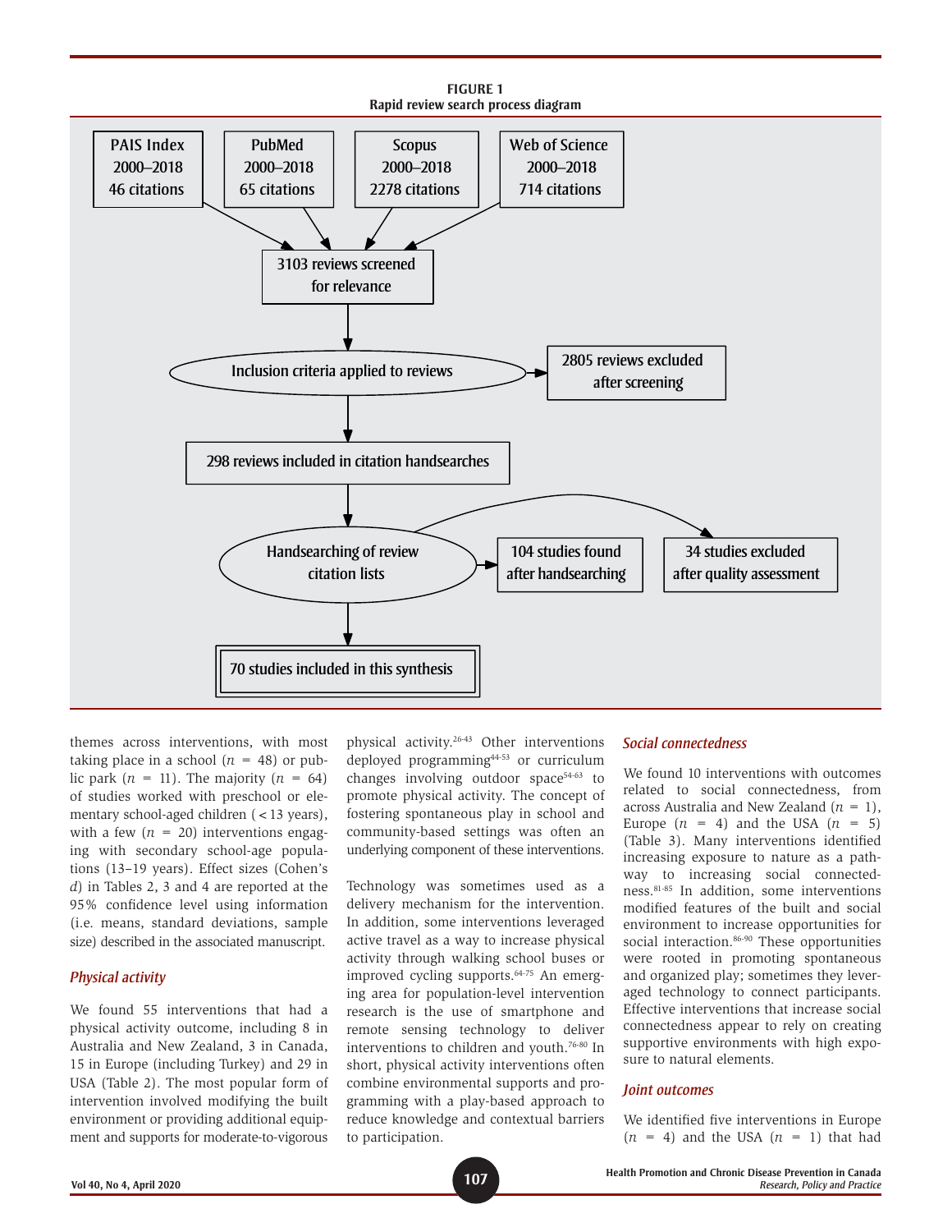**FIGURE 1**
**Rapid review search process diagram**

PAIS Index 2000–2018 46 citations

PubMed 2000–2018 65 citations

Scopus 2000–2018 2278 citations

Web of Science 2000–2018 714 citations

3103 reviews screened for relevance

Inclusion criteria applied to reviews

2805 reviews excluded after screening

298 reviews included in citation handsearches

Handsearching of review citation lists

104 studies found after handsearching

34 studies excluded after quality assessment

70 studies included in this synthesis

themes across interventions, with most taking place in a school ($n = 48$) or public park ($n = 11$). The majority ($n = 64$) of studies worked with preschool or elementary school-aged children (< 13 years), with a few ($n = 20$) interventions engaging with secondary school-age populations (13–19 years). Effect sizes (Cohen's *d*) in Tables 2, 3 and 4 are reported at the 95% confidence level using information (i.e. means, standard deviations, sample size) described in the associated manuscript.

### *Physical activity*

We found 55 interventions that had a physical activity outcome, including 8 in Australia and New Zealand, 3 in Canada, 15 in Europe (including Turkey) and 29 in USA (Table 2). The most popular form of intervention involved modifying the built environment or providing additional equipment and supports for moderate-to-vigorous physical activity.[26-43] Other interventions deployed programming[44-53] or curriculum changes involving outdoor space[54-63] to promote physical activity. The concept of fostering spontaneous play in school and community-based settings was often an underlying component of these interventions.

Technology was sometimes used as a delivery mechanism for the intervention. In addition, some interventions leveraged active travel as a way to increase physical activity through walking school buses or improved cycling supports.[64-75] An emerging area for population-level intervention research is the use of smartphone and remote sensing technology to deliver interventions to children and youth.[76-80] In short, physical activity interventions often combine environmental supports and programming with a play-based approach to reduce knowledge and contextual barriers to participation.

### *Social connectedness*

We found 10 interventions with outcomes related to social connectedness, from across Australia and New Zealand ($n = 1$), Europe ($n = 4$) and the USA ($n = 5$) (Table 3). Many interventions identified increasing exposure to nature as a pathway to increasing social connectedness.[81-85] In addition, some interventions modified features of the built and social environment to increase opportunities for social interaction.[86-90] These opportunities were rooted in promoting spontaneous and organized play; sometimes they leveraged technology to connect participants. Effective interventions that increase social connectedness appear to rely on creating supportive environments with high exposure to natural elements.

### *Joint outcomes*

We identified five interventions in Europe ($n = 4$) and the USA ($n = 1$) that had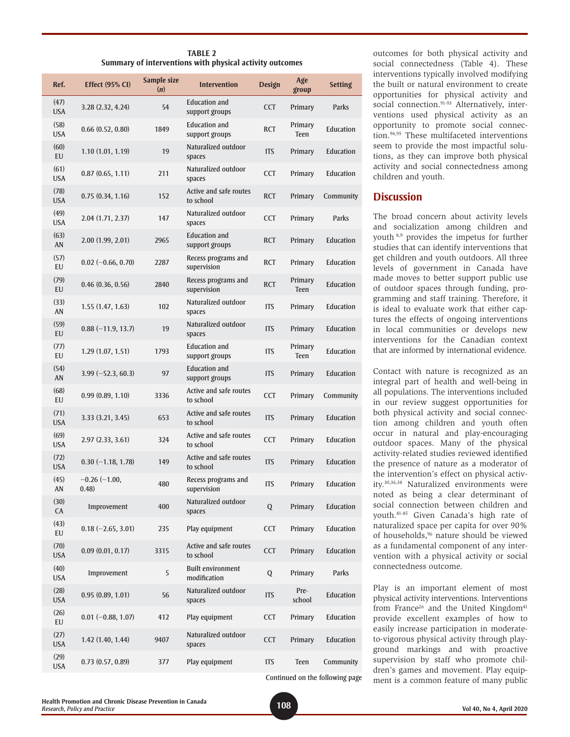**TABLE 2**
**Summary of interventions with physical activity outcomes**

| Ref. | Effect (95% CI) | Sample size (*n*) | Intervention | Design | Age group | Setting |
|---|---|---|---|---|---|---|
| (47) USA | 3.28 (2.32, 4.24) | 54 | Education and support groups | CCT | Primary | Parks |
| (58) USA | 0.66 (0.52, 0.80) | 1849 | Education and support groups | RCT | Primary Teen | Education |
| (60) EU | 1.10 (1.01, 1.19) | 19 | Naturalized outdoor spaces | ITS | Primary | Education |
| (61) USA | 0.87 (0.65, 1.11) | 211 | Naturalized outdoor spaces | CCT | Primary | Education |
| (78) USA | 0.75 (0.34, 1.16) | 152 | Active and safe routes to school | RCT | Primary | Community |
| (49) USA | 2.04 (1.71, 2.37) | 147 | Naturalized outdoor spaces | CCT | Primary | Parks |
| (63) AN | 2.00 (1.99, 2.01) | 2965 | Education and support groups | RCT | Primary | Education |
| (57) EU | 0.02 (−0.66, 0.70) | 2287 | Recess programs and supervision | RCT | Primary | Education |
| (79) EU | 0.46 (0.36, 0.56) | 2840 | Recess programs and supervision | RCT | Primary Teen | Education |
| (33) AN | 1.55 (1.47, 1.63) | 102 | Naturalized outdoor spaces | ITS | Primary | Education |
| (59) EU | 0.88 (−11.9, 13.7) | 19 | Naturalized outdoor spaces | ITS | Primary | Education |
| (77) EU | 1.29 (1.07, 1.51) | 1793 | Education and support groups | ITS | Primary Teen | Education |
| (54) AN | 3.99 (−52.3, 60.3) | 97 | Education and support groups | ITS | Primary | Education |
| (68) EU | 0.99 (0.89, 1.10) | 3336 | Active and safe routes to school | CCT | Primary | Community |
| (71) USA | 3.33 (3.21, 3.45) | 653 | Active and safe routes to school | ITS | Primary | Education |
| (69) USA | 2.97 (2.33, 3.61) | 324 | Active and safe routes to school | CCT | Primary | Education |
| (72) USA | 0.30 (−1.18, 1.78) | 149 | Active and safe routes to school | ITS | Primary | Education |
| (45) AN | −0.26 (−1.00, 0.48) | 480 | Recess programs and supervision | ITS | Primary | Education |
| (30) CA | Improvement | 400 | Naturalized outdoor spaces | Q | Primary | Education |
| (43) EU | 0.18 (−2.65, 3.01) | 235 | Play equipment | CCT | Primary | Education |
| (70) USA | 0.09 (0.01, 0.17) | 3315 | Active and safe routes to school | CCT | Primary | Education |
| (40) USA | Improvement | 5 | Built environment modification | Q | Primary | Parks |
| (28) USA | 0.95 (0.89, 1.01) | 56 | Naturalized outdoor spaces | ITS | Pre-school | Education |
| (26) EU | 0.01 (−0.88, 1.07) | 412 | Play equipment | CCT | Primary | Education |
| (27) USA | 1.42 (1.40, 1.44) | 9407 | Naturalized outdoor spaces | CCT | Primary | Education |
| (29) USA | 0.73 (0.57, 0.89) | 377 | Play equipment | ITS | Teen | Community |

Continued on the following page

outcomes for both physical activity and social connectedness (Table 4). These interventions typically involved modifying the built or natural environment to create opportunities for physical activity and social connection.[91-93] Alternatively, interventions used physical activity as an opportunity to promote social connection.[94,95] These multifaceted interventions seem to provide the most impactful solutions, as they can improve both physical activity and social connectedness among children and youth.

## Discussion

The broad concern about activity levels and socialization among children and youth [8,9] provides the impetus for further studies that can identify interventions that get children and youth outdoors. All three levels of government in Canada have made moves to better support public use of outdoor spaces through funding, programming and staff training. Therefore, it is ideal to evaluate work that either captures the effects of ongoing interventions in local communities or develops new interventions for the Canadian context that are informed by international evidence.

Contact with nature is recognized as an integral part of health and well-being in all populations. The interventions included in our review suggest opportunities for both physical activity and social connection among children and youth often occur in natural and play-encouraging outdoor spaces. Many of the physical activity-related studies reviewed identified the presence of nature as a moderator of the intervention's effect on physical activity.[30,36,38] Naturalized environments were noted as being a clear determinant of social connection between children and youth.[81-85] Given Canada's high rate of naturalized space per capita for over 90% of households,[96] nature should be viewed as a fundamental component of any intervention with a physical activity or social connectedness outcome.

Play is an important element of most physical activity interventions. Interventions from France[26] and the United Kingdom[41] provide excellent examples of how to easily increase participation in moderate-to-vigorous physical activity through playground markings and with proactive supervision by staff who promote children's games and movement. Play equipment is a common feature of many public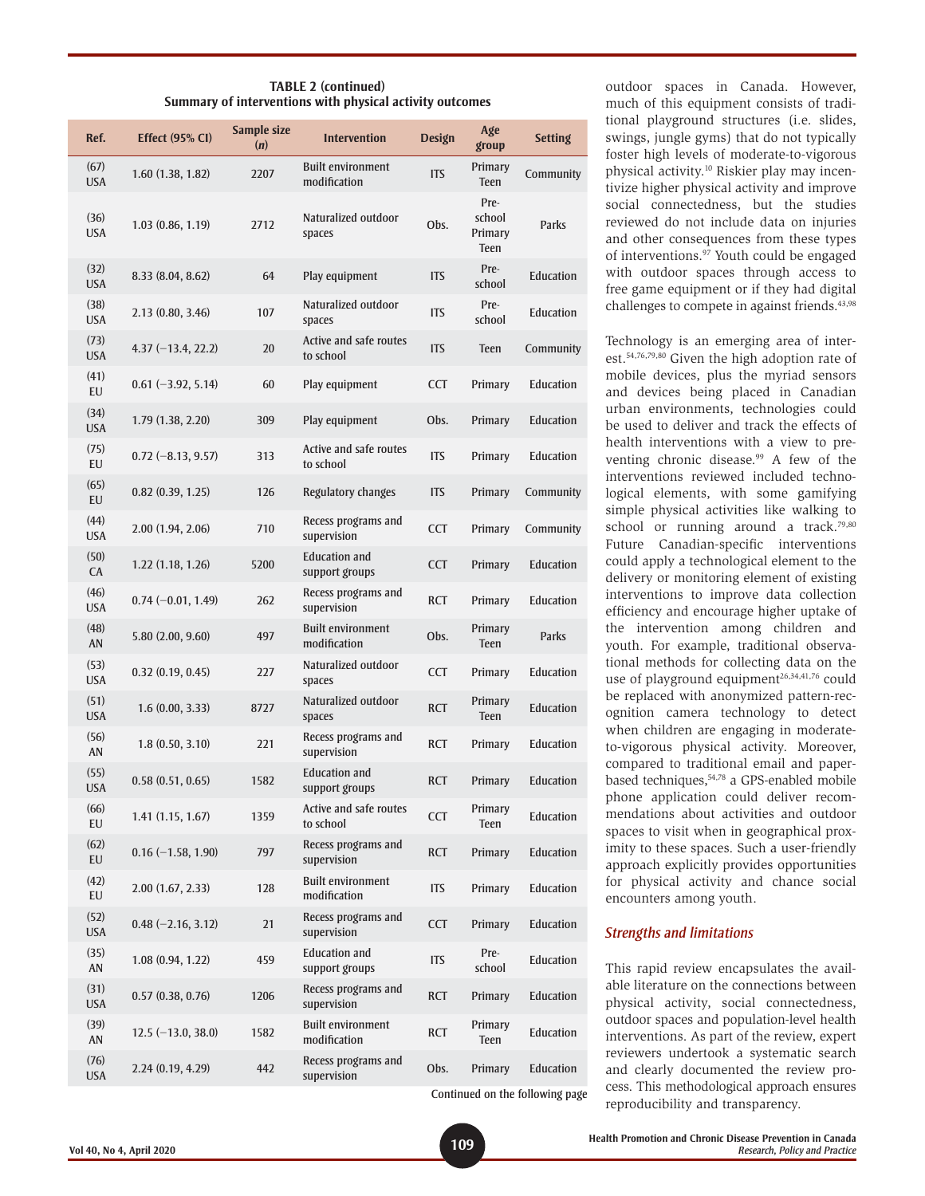**TABLE 2 (continued)**
**Summary of interventions with physical activity outcomes**

| Ref. | Effect (95% CI) | Sample size (*n*) | Intervention | Design | Age group | Setting |
|---|---|---|---|---|---|---|
| (67) USA | 1.60 (1.38, 1.82) | 2207 | Built environment modification | ITS | Primary Teen | Community |
| (36) USA | 1.03 (0.86, 1.19) | 2712 | Naturalized outdoor spaces | Obs. | Pre-school Primary Teen | Parks |
| (32) USA | 8.33 (8.04, 8.62) | 64 | Play equipment | ITS | Pre-school | Education |
| (38) USA | 2.13 (0.80, 3.46) | 107 | Naturalized outdoor spaces | ITS | Pre-school | Education |
| (73) USA | 4.37 (−13.4, 22.2) | 20 | Active and safe routes to school | ITS | Teen | Community |
| (41) EU | 0.61 (−3.92, 5.14) | 60 | Play equipment | CCT | Primary | Education |
| (34) USA | 1.79 (1.38, 2.20) | 309 | Play equipment | Obs. | Primary | Education |
| (75) EU | 0.72 (−8.13, 9.57) | 313 | Active and safe routes to school | ITS | Primary | Education |
| (65) EU | 0.82 (0.39, 1.25) | 126 | Regulatory changes | ITS | Primary | Community |
| (44) USA | 2.00 (1.94, 2.06) | 710 | Recess programs and supervision | CCT | Primary | Community |
| (50) CA | 1.22 (1.18, 1.26) | 5200 | Education and support groups | CCT | Primary | Education |
| (46) USA | 0.74 (−0.01, 1.49) | 262 | Recess programs and supervision | RCT | Primary | Education |
| (48) AN | 5.80 (2.00, 9.60) | 497 | Built environment modification | Obs. | Primary Teen | Parks |
| (53) USA | 0.32 (0.19, 0.45) | 227 | Naturalized outdoor spaces | CCT | Primary | Education |
| (51) USA | 1.6 (0.00, 3.33) | 8727 | Naturalized outdoor spaces | RCT | Primary Teen | Education |
| (56) AN | 1.8 (0.50, 3.10) | 221 | Recess programs and supervision | RCT | Primary | Education |
| (55) USA | 0.58 (0.51, 0.65) | 1582 | Education and support groups | RCT | Primary | Education |
| (66) EU | 1.41 (1.15, 1.67) | 1359 | Active and safe routes to school | CCT | Primary Teen | Education |
| (62) EU | 0.16 (−1.58, 1.90) | 797 | Recess programs and supervision | RCT | Primary | Education |
| (42) EU | 2.00 (1.67, 2.33) | 128 | Built environment modification | ITS | Primary | Education |
| (52) USA | 0.48 (−2.16, 3.12) | 21 | Recess programs and supervision | CCT | Primary | Education |
| (35) AN | 1.08 (0.94, 1.22) | 459 | Education and support groups | ITS | Pre-school | Education |
| (31) USA | 0.57 (0.38, 0.76) | 1206 | Recess programs and supervision | RCT | Primary | Education |
| (39) AN | 12.5 (−13.0, 38.0) | 1582 | Built environment modification | RCT | Primary Teen | Education |
| (76) USA | 2.24 (0.19, 4.29) | 442 | Recess programs and supervision | Obs. | Primary | Education |

Continued on the following page

outdoor spaces in Canada. However, much of this equipment consists of traditional playground structures (i.e. slides, swings, jungle gyms) that do not typically foster high levels of moderate-to-vigorous physical activity.[10] Riskier play may incentivize higher physical activity and improve social connectedness, but the studies reviewed do not include data on injuries and other consequences from these types of interventions.[97] Youth could be engaged with outdoor spaces through access to free game equipment or if they had digital challenges to compete in against friends.[43,98]

Technology is an emerging area of interest.[54,76,79,80] Given the high adoption rate of mobile devices, plus the myriad sensors and devices being placed in Canadian urban environments, technologies could be used to deliver and track the effects of health interventions with a view to preventing chronic disease.[99] A few of the interventions reviewed included technological elements, with some gamifying simple physical activities like walking to school or running around a track.[79,80] Future Canadian-specific interventions could apply a technological element to the delivery or monitoring element of existing interventions to improve data collection efficiency and encourage higher uptake of the intervention among children and youth. For example, traditional observational methods for collecting data on the use of playground equipment[26,34,41,76] could be replaced with anonymized pattern-recognition camera technology to detect when children are engaging in moderate-to-vigorous physical activity. Moreover, compared to traditional email and paper-based techniques,[54,78] a GPS-enabled mobile phone application could deliver recommendations about activities and outdoor spaces to visit when in geographical proximity to these spaces. Such a user-friendly approach explicitly provides opportunities for physical activity and chance social encounters among youth.

### *Strengths and limitations*

This rapid review encapsulates the available literature on the connections between physical activity, social connectedness, outdoor spaces and population-level health interventions. As part of the review, expert reviewers undertook a systematic search and clearly documented the review process. This methodological approach ensures reproducibility and transparency.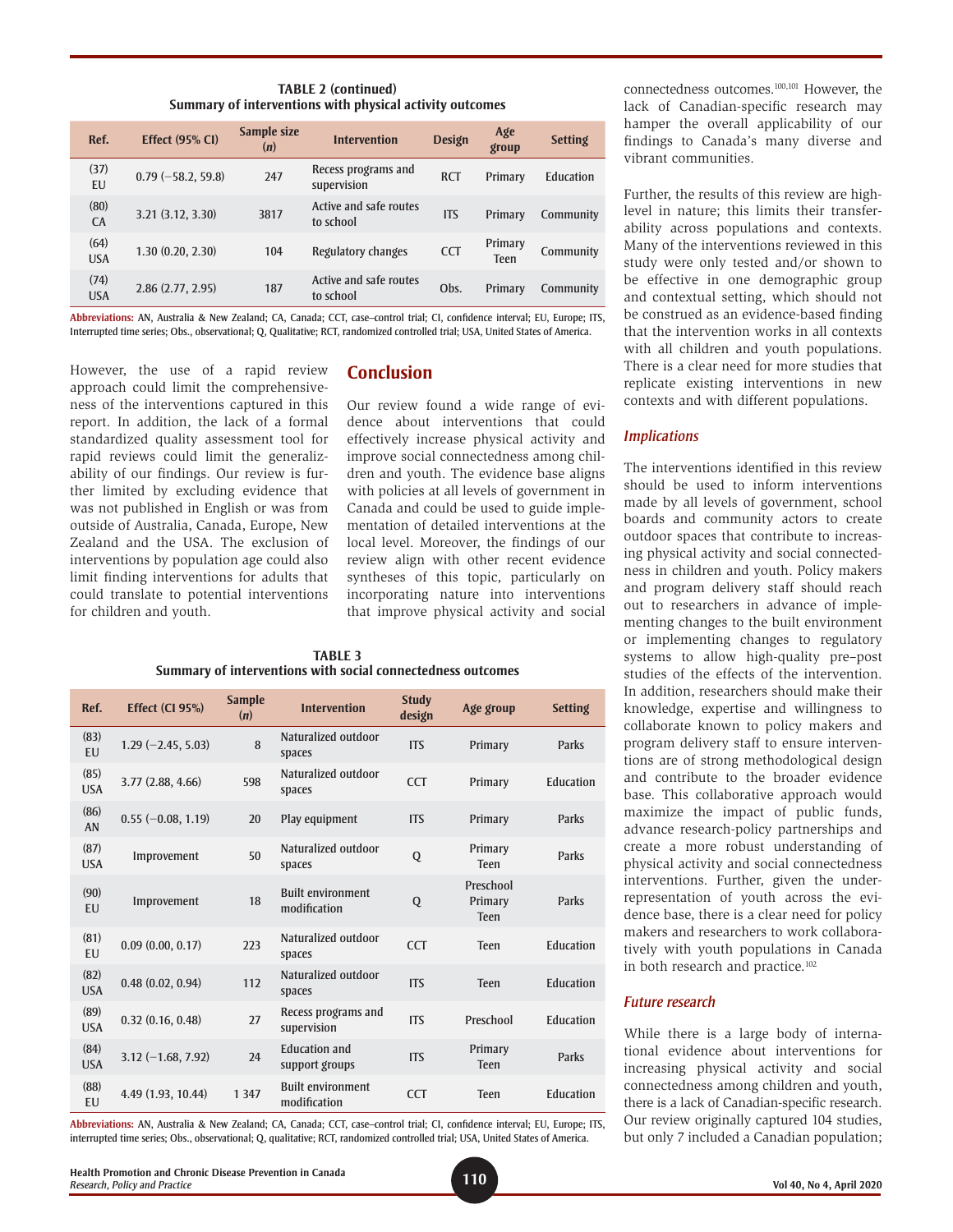**TABLE 2 (continued)**
**Summary of interventions with physical activity outcomes**

| Ref. | Effect (95% CI) | Sample size (*n*) | Intervention | Design | Age group | Setting |
|---|---|---|---|---|---|---|
| (37) EU | 0.79 (−58.2, 59.8) | 247 | Recess programs and supervision | RCT | Primary | Education |
| (80) CA | 3.21 (3.12, 3.30) | 3817 | Active and safe routes to school | ITS | Primary | Community |
| (64) USA | 1.30 (0.20, 2.30) | 104 | Regulatory changes | CCT | Primary Teen | Community |
| (74) USA | 2.86 (2.77, 2.95) | 187 | Active and safe routes to school | Obs. | Primary | Community |

**Abbreviations:** AN, Australia & New Zealand; CA, Canada; CCT, case–control trial; CI, confidence interval; EU, Europe; ITS, Interrupted time series; Obs., observational; Q, Qualitative; RCT, randomized controlled trial; USA, United States of America.

However, the use of a rapid review approach could limit the comprehensiveness of the interventions captured in this report. In addition, the lack of a formal standardized quality assessment tool for rapid reviews could limit the generalizability of our findings. Our review is further limited by excluding evidence that was not published in English or was from outside of Australia, Canada, Europe, New Zealand and the USA. The exclusion of interventions by population age could also limit finding interventions for adults that could translate to potential interventions for children and youth.

## Conclusion

Our review found a wide range of evidence about interventions that could effectively increase physical activity and improve social connectedness among children and youth. The evidence base aligns with policies at all levels of government in Canada and could be used to guide implementation of detailed interventions at the local level. Moreover, the findings of our review align with other recent evidence syntheses of this topic, particularly on incorporating nature into interventions that improve physical activity and social connectedness outcomes.[100,101] However, the lack of Canadian-specific research may hamper the overall applicability of our findings to Canada's many diverse and vibrant communities.

**TABLE 3**
**Summary of interventions with social connectedness outcomes**

| Ref. | Effect (CI 95%) | Sample (*n*) | Intervention | Study design | Age group | Setting |
|---|---|---|---|---|---|---|
| (83) EU | 1.29 (−2.45, 5.03) | 8 | Naturalized outdoor spaces | ITS | Primary | Parks |
| (85) USA | 3.77 (2.88, 4.66) | 598 | Naturalized outdoor spaces | CCT | Primary | Education |
| (86) AN | 0.55 (−0.08, 1.19) | 20 | Play equipment | ITS | Primary | Parks |
| (87) USA | Improvement | 50 | Naturalized outdoor spaces | Q | Primary Teen | Parks |
| (90) EU | Improvement | 18 | Built environment modification | Q | Preschool Primary Teen | Parks |
| (81) EU | 0.09 (0.00, 0.17) | 223 | Naturalized outdoor spaces | CCT | Teen | Education |
| (82) USA | 0.48 (0.02, 0.94) | 112 | Naturalized outdoor spaces | ITS | Teen | Education |
| (89) USA | 0.32 (0.16, 0.48) | 27 | Recess programs and supervision | ITS | Preschool | Education |
| (84) USA | 3.12 (−1.68, 7.92) | 24 | Education and support groups | ITS | Primary Teen | Parks |
| (88) EU | 4.49 (1.93, 10.44) | 1 347 | Built environment modification | CCT | Teen | Education |

**Abbreviations:** AN, Australia & New Zealand; CA, Canada; CCT, case–control trial; CI, confidence interval; EU, Europe; ITS, interrupted time series; Obs., observational; Q, qualitative; RCT, randomized controlled trial; USA, United States of America.

Further, the results of this review are high-level in nature; this limits their transferability across populations and contexts. Many of the interventions reviewed in this study were only tested and/or shown to be effective in one demographic group and contextual setting, which should not be construed as an evidence-based finding that the intervention works in all contexts with all children and youth populations. There is a clear need for more studies that replicate existing interventions in new contexts and with different populations.

### *Implications*

The interventions identified in this review should be used to inform interventions made by all levels of government, school boards and community actors to create outdoor spaces that contribute to increasing physical activity and social connectedness in children and youth. Policy makers and program delivery staff should reach out to researchers in advance of implementing changes to the built environment or implementing changes to regulatory systems to allow high-quality pre–post studies of the effects of the intervention. In addition, researchers should make their knowledge, expertise and willingness to collaborate known to policy makers and program delivery staff to ensure interventions are of strong methodological design and contribute to the broader evidence base. This collaborative approach would maximize the impact of public funds, advance research-policy partnerships and create a more robust understanding of physical activity and social connectedness interventions. Further, given the underrepresentation of youth across the evidence base, there is a clear need for policy makers and researchers to work collaboratively with youth populations in Canada in both research and practice.[102]

### *Future research*

While there is a large body of international evidence about interventions for increasing physical activity and social connectedness among children and youth, there is a lack of Canadian-specific research. Our review originally captured 104 studies, but only 7 included a Canadian population;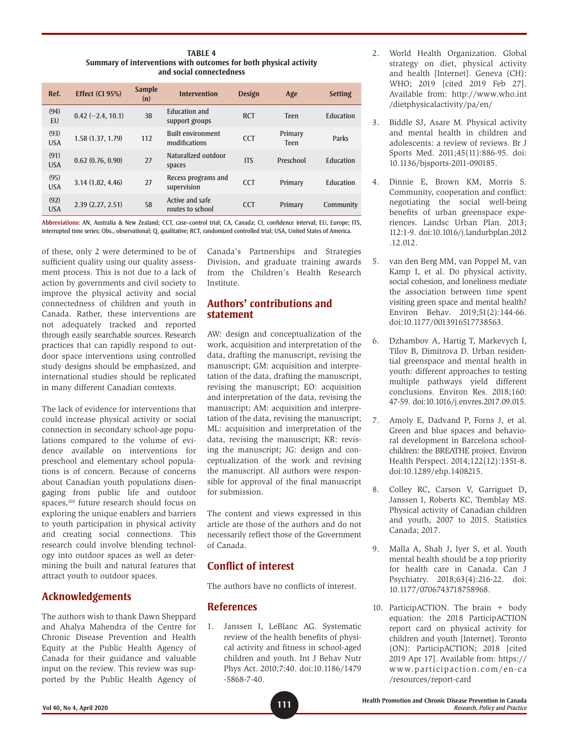**TABLE 4**
**Summary of interventions with outcomes for both physical activity and social connectedness**

| Ref. | Effect (CI 95%) | Sample (n) | Intervention | Design | Age | Setting |
|---|---|---|---|---|---|---|
| (94) EU | 0.42 (−2.4, 10.1) | 38 | Education and support groups | RCT | Teen | Education |
| (93) USA | 1.58 (1.37, 1.79) | 112 | Built environment modifications | CCT | Primary Teen | Parks |
| (91) USA | 0.62 (0.76, 0.90) | 27 | Naturalized outdoor spaces | ITS | Preschool | Education |
| (95) USA | 3.14 (1.82, 4.46) | 27 | Recess programs and supervision | CCT | Primary | Education |
| (92) USA | 2.39 (2.27, 2.51) | 58 | Active and safe routes to school | CCT | Primary | Community |

**Abbreviations:** AN, Australia & New Zealand; CCT, case–control trial; CA, Canada; CI, confidence interval; EU, Europe; ITS, interrupted time series; Obs., observational; Q, qualitative; RCT, randomized controlled trial; USA, United States of America.

of these, only 2 were determined to be of sufficient quality using our quality assessment process. This is not due to a lack of action by governments and civil society to improve the physical activity and social connectedness of children and youth in Canada. Rather, these interventions are not adequately tracked and reported through easily searchable sources. Research practices that can rapidly respond to outdoor space interventions using controlled study designs should be emphasized, and international studies should be replicated in many different Canadian contexts.

The lack of evidence for interventions that could increase physical activity or social connection in secondary school-age populations compared to the volume of evidence available on interventions for preschool and elementary school populations is of concern. Because of concerns about Canadian youth populations disengaging from public life and outdoor spaces,[103] future research should focus on exploring the unique enablers and barriers to youth participation in physical activity and creating social connections. This research could involve blending technology into outdoor spaces as well as determining the built and natural features that attract youth to outdoor spaces.

## Acknowledgements

The authors wish to thank Dawn Sheppard and Ahalya Mahendra of the Centre for Chronic Disease Prevention and Health Equity at the Public Health Agency of Canada for their guidance and valuable input on the review. This review was supported by the Public Health Agency of Canada's Partnerships and Strategies Division, and graduate training awards from the Children's Health Research Institute.

## Authors' contributions and statement

AW: design and conceptualization of the work, acquisition and interpretation of the data, drafting the manuscript, revising the manuscript; GM: acquisition and interpretation of the data, drafting the manuscript, revising the manuscript; EO: acquisition and interpretation of the data, revising the manuscript; AM: acquisition and interpretation of the data, revising the manuscript; ML: acquisition and interpretation of the data, revising the manuscript; KR: revising the manuscript; JG: design and conceptualization of the work and revising the manuscript. All authors were responsible for approval of the final manuscript for submission.

The content and views expressed in this article are those of the authors and do not necessarily reflect those of the Government of Canada.

## Conflict of interest

The authors have no conflicts of interest.

## References

1. Janssen I, LeBlanc AG. Systematic review of the health benefits of physical activity and fitness in school-aged children and youth. Int J Behav Nutr Phys Act. 2010;7:40. doi:10.1186/1479-5868-7-40.
2. World Health Organization. Global strategy on diet, physical activity and health [Internet]. Geneva (CH): WHO; 2019 [cited 2019 Feb 27]. Available from: http://www.who.int/dietphysicalactivity/pa/en/
3. Biddle SJ, Asare M. Physical activity and mental health in children and adolescents: a review of reviews. Br J Sports Med. 2011;45(11):886-95. doi:10.1136/bjsports-2011-090185.
4. Dinnie E, Brown KM, Morris S. Community, cooperation and conflict: negotiating the social well-being benefits of urban greenspace experiences. Landsc Urban Plan. 2013;112:1-9. doi:10.1016/j.landurbplan.2012.12.012.
5. van den Berg MM, van Poppel M, van Kamp I, et al. Do physical activity, social cohesion, and loneliness mediate the association between time spent visiting green space and mental health? Environ Behav. 2019;51(2):144-66. doi:10.1177/0013916517738563.
6. Dzhambov A, Hartig T, Markevych I, Tilov B, Dimitrova D. Urban residential greenspace and mental health in youth: different approaches to testing multiple pathways yield different conclusions. Environ Res. 2018;160:47-59. doi:10.1016/j.envres.2017.09.015.
7. Amoly E, Dadvand P, Forns J, et al. Green and blue spaces and behavioral development in Barcelona schoolchildren: the BREATHE project. Environ Health Perspect. 2014;122(12):1351-8. doi:10.1289/ehp.1408215.
8. Colley RC, Carson V, Garriguet D, Janssen I, Roberts KC, Tremblay MS. Physical activity of Canadian children and youth, 2007 to 2015. Statistics Canada; 2017.
9. Malla A, Shah J, Iyer S, et al. Youth mental health should be a top priority for health care in Canada. Can J Psychiatry. 2018;63(4):216-22. doi:10.1177/0706743718758968.
10. ParticipACTION. The brain + body equation: the 2018 ParticipACTION report card on physical activity for children and youth [Internet]. Toronto (ON): ParticipACTION; 2018 [cited 2019 Apr 17]. Available from: https://www.participaction.com/en-ca/resources/report-card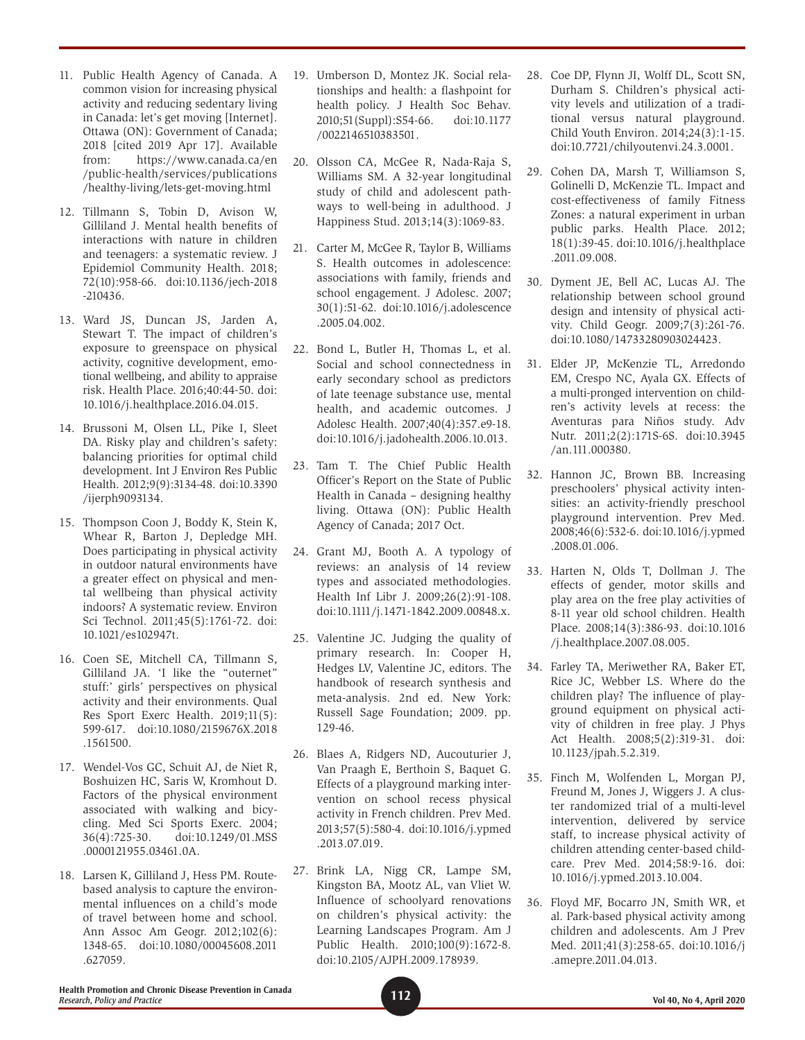11. Public Health Agency of Canada. A common vision for increasing physical activity and reducing sedentary living in Canada: let's get moving [Internet]. Ottawa (ON): Government of Canada; 2018 [cited 2019 Apr 17]. Available from: https://www.canada.ca/en/public-health/services/publications/healthy-living/lets-get-moving.html

12. Tillmann S, Tobin D, Avison W, Gilliland J. Mental health benefits of interactions with nature in children and teenagers: a systematic review. J Epidemiol Community Health. 2018; 72(10):958-66. doi:10.1136/jech-2018-210436.

13. Ward JS, Duncan JS, Jarden A, Stewart T. The impact of children's exposure to greenspace on physical activity, cognitive development, emotional wellbeing, and ability to appraise risk. Health Place. 2016;40:44-50. doi:10.1016/j.healthplace.2016.04.015.

14. Brussoni M, Olsen LL, Pike I, Sleet DA. Risky play and children's safety: balancing priorities for optimal child development. Int J Environ Res Public Health. 2012;9(9):3134-48. doi:10.3390/ijerph9093134.

15. Thompson Coon J, Boddy K, Stein K, Whear R, Barton J, Depledge MH. Does participating in physical activity in outdoor natural environments have a greater effect on physical and mental wellbeing than physical activity indoors? A systematic review. Environ Sci Technol. 2011;45(5):1761-72. doi:10.1021/es102947t.

16. Coen SE, Mitchell CA, Tillmann S, Gilliland JA. 'I like the "outernet" stuff:' girls' perspectives on physical activity and their environments. Qual Res Sport Exerc Health. 2019;11(5): 599-617. doi:10.1080/2159676X.2018.1561500.

17. Wendel-Vos GC, Schuit AJ, de Niet R, Boshuizen HC, Saris W, Kromhout D. Factors of the physical environment associated with walking and bicycling. Med Sci Sports Exerc. 2004; 36(4):725-30. doi:10.1249/01.MSS.0000121955.03461.0A.

18. Larsen K, Gilliland J, Hess PM. Route-based analysis to capture the environmental influences on a child's mode of travel between home and school. Ann Assoc Am Geogr. 2012;102(6): 1348-65. doi:10.1080/00045608.2011.627059.

19. Umberson D, Montez JK. Social relationships and health: a flashpoint for health policy. J Health Soc Behav. 2010;51(Suppl):S54-66. doi:10.1177/0022146510383501.

20. Olsson CA, McGee R, Nada-Raja S, Williams SM. A 32-year longitudinal study of child and adolescent pathways to well-being in adulthood. J Happiness Stud. 2013;14(3):1069-83.

21. Carter M, McGee R, Taylor B, Williams S. Health outcomes in adolescence: associations with family, friends and school engagement. J Adolesc. 2007; 30(1):51-62. doi:10.1016/j.adolescence.2005.04.002.

22. Bond L, Butler H, Thomas L, et al. Social and school connectedness in early secondary school as predictors of late teenage substance use, mental health, and academic outcomes. J Adolesc Health. 2007;40(4):357.e9-18. doi:10.1016/j.jadohealth.2006.10.013.

23. Tam T. The Chief Public Health Officer's Report on the State of Public Health in Canada – designing healthy living. Ottawa (ON): Public Health Agency of Canada; 2017 Oct.

24. Grant MJ, Booth A. A typology of reviews: an analysis of 14 review types and associated methodologies. Health Inf Libr J. 2009;26(2):91-108. doi:10.1111/j.1471-1842.2009.00848.x.

25. Valentine JC. Judging the quality of primary research. In: Cooper H, Hedges LV, Valentine JC, editors. The handbook of research synthesis and meta-analysis. 2nd ed. New York: Russell Sage Foundation; 2009. pp. 129-46.

26. Blaes A, Ridgers ND, Aucouturier J, Van Praagh E, Berthoin S, Baquet G. Effects of a playground marking intervention on school recess physical activity in French children. Prev Med. 2013;57(5):580-4. doi:10.1016/j.ypmed.2013.07.019.

27. Brink LA, Nigg CR, Lampe SM, Kingston BA, Mootz AL, van Vliet W. Influence of schoolyard renovations on children's physical activity: the Learning Landscapes Program. Am J Public Health. 2010;100(9):1672-8. doi:10.2105/AJPH.2009.178939.

28. Coe DP, Flynn JI, Wolff DL, Scott SN, Durham S. Children's physical activity levels and utilization of a traditional versus natural playground. Child Youth Environ. 2014;24(3):1-15. doi:10.7721/chilyoutenvi.24.3.0001.

29. Cohen DA, Marsh T, Williamson S, Golinelli D, McKenzie TL. Impact and cost-effectiveness of family Fitness Zones: a natural experiment in urban public parks. Health Place. 2012; 18(1):39-45. doi:10.1016/j.healthplace.2011.09.008.

30. Dyment JE, Bell AC, Lucas AJ. The relationship between school ground design and intensity of physical activity. Child Geogr. 2009;7(3):261-76. doi:10.1080/14733280903024423.

31. Elder JP, McKenzie TL, Arredondo EM, Crespo NC, Ayala GX. Effects of a multi-pronged intervention on children's activity levels at recess: the Aventuras para Niños study. Adv Nutr. 2011;2(2):171S-6S. doi:10.3945/an.111.000380.

32. Hannon JC, Brown BB. Increasing preschoolers' physical activity intensities: an activity-friendly preschool playground intervention. Prev Med. 2008;46(6):532-6. doi:10.1016/j.ypmed.2008.01.006.

33. Harten N, Olds T, Dollman J. The effects of gender, motor skills and play area on the free play activities of 8-11 year old school children. Health Place. 2008;14(3):386-93. doi:10.1016/j.healthplace.2007.08.005.

34. Farley TA, Meriwether RA, Baker ET, Rice JC, Webber LS. Where do the children play? The influence of playground equipment on physical activity of children in free play. J Phys Act Health. 2008;5(2):319-31. doi:10.1123/jpah.5.2.319.

35. Finch M, Wolfenden L, Morgan PJ, Freund M, Jones J, Wiggers J. A cluster randomized trial of a multi-level intervention, delivered by service staff, to increase physical activity of children attending center-based childcare. Prev Med. 2014;58:9-16. doi:10.1016/j.ypmed.2013.10.004.

36. Floyd MF, Bocarro JN, Smith WR, et al. Park-based physical activity among children and adolescents. Am J Prev Med. 2011;41(3):258-65. doi:10.1016/j.amepre.2011.04.013.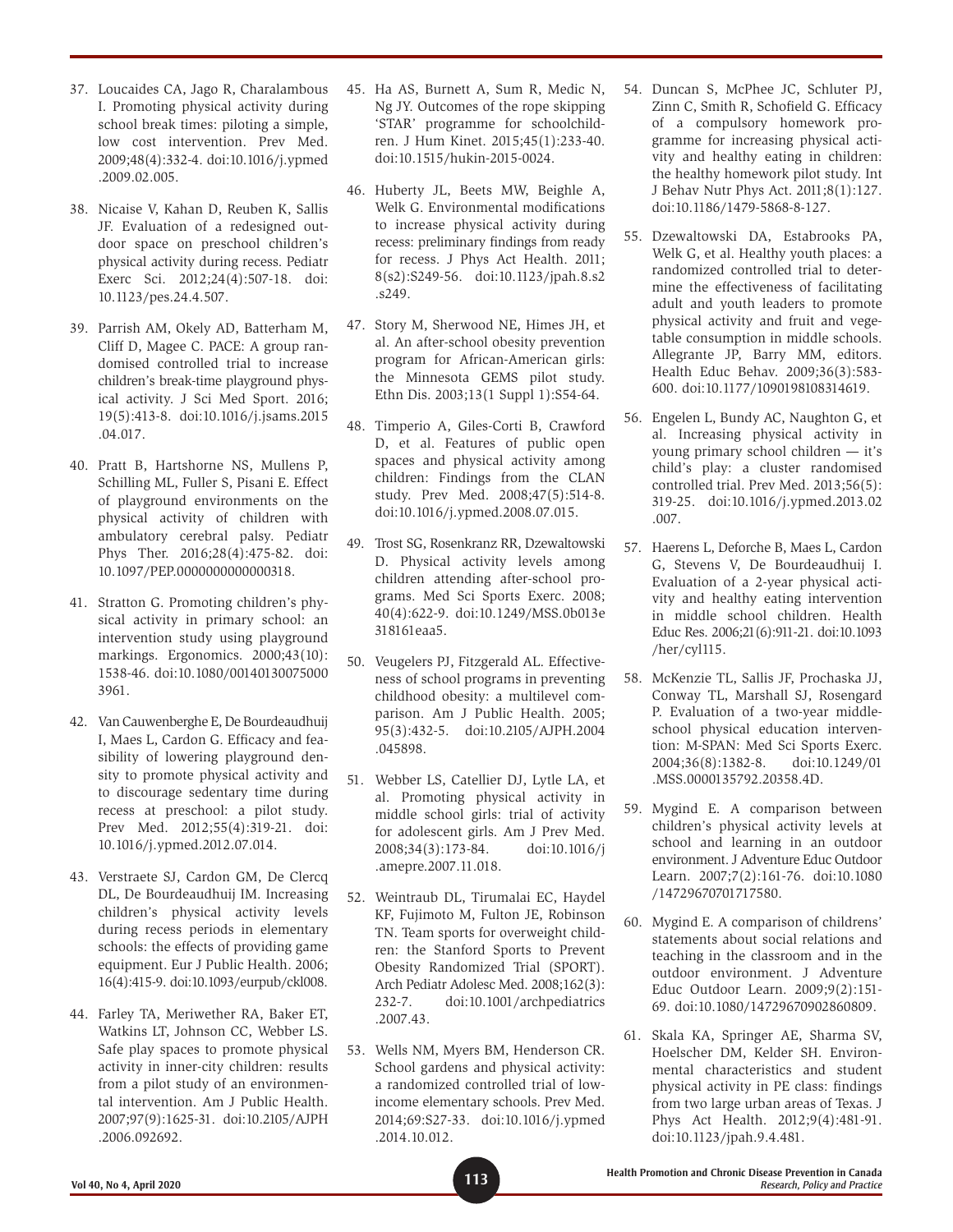37. Loucaides CA, Jago R, Charalambous I. Promoting physical activity during school break times: piloting a simple, low cost intervention. Prev Med. 2009;48(4):332-4. doi:10.1016/j.ypmed.2009.02.005.

38. Nicaise V, Kahan D, Reuben K, Sallis JF. Evaluation of a redesigned outdoor space on preschool children's physical activity during recess. Pediatr Exerc Sci. 2012;24(4):507-18. doi: 10.1123/pes.24.4.507.

39. Parrish AM, Okely AD, Batterham M, Cliff D, Magee C. PACE: A group randomised controlled trial to increase children's break-time playground physical activity. J Sci Med Sport. 2016; 19(5):413-8. doi:10.1016/j.jsams.2015.04.017.

40. Pratt B, Hartshorne NS, Mullens P, Schilling ML, Fuller S, Pisani E. Effect of playground environments on the physical activity of children with ambulatory cerebral palsy. Pediatr Phys Ther. 2016;28(4):475-82. doi: 10.1097/PEP.0000000000000318.

41. Stratton G. Promoting children's physical activity in primary school: an intervention study using playground markings. Ergonomics. 2000;43(10): 1538-46. doi:10.1080/001401300750003961.

42. Van Cauwenberghe E, De Bourdeaudhuij I, Maes L, Cardon G. Efficacy and feasibility of lowering playground density to promote physical activity and to discourage sedentary time during recess at preschool: a pilot study. Prev Med. 2012;55(4):319-21. doi: 10.1016/j.ypmed.2012.07.014.

43. Verstraete SJ, Cardon GM, De Clercq DL, De Bourdeaudhuij IM. Increasing children's physical activity levels during recess periods in elementary schools: the effects of providing game equipment. Eur J Public Health. 2006; 16(4):415-9. doi:10.1093/eurpub/ckl008.

44. Farley TA, Meriwether RA, Baker ET, Watkins LT, Johnson CC, Webber LS. Safe play spaces to promote physical activity in inner-city children: results from a pilot study of an environmental intervention. Am J Public Health. 2007;97(9):1625-31. doi:10.2105/AJPH.2006.092692.

45. Ha AS, Burnett A, Sum R, Medic N, Ng JY. Outcomes of the rope skipping 'STAR' programme for schoolchildren. J Hum Kinet. 2015;45(1):233-40. doi:10.1515/hukin-2015-0024.

46. Huberty JL, Beets MW, Beighle A, Welk G. Environmental modifications to increase physical activity during recess: preliminary findings from ready for recess. J Phys Act Health. 2011; 8(s2):S249-56. doi:10.1123/jpah.8.s2.s249.

47. Story M, Sherwood NE, Himes JH, et al. An after-school obesity prevention program for African-American girls: the Minnesota GEMS pilot study. Ethn Dis. 2003;13(1 Suppl 1):S54-64.

48. Timperio A, Giles-Corti B, Crawford D, et al. Features of public open spaces and physical activity among children: Findings from the CLAN study. Prev Med. 2008;47(5):514-8. doi:10.1016/j.ypmed.2008.07.015.

49. Trost SG, Rosenkranz RR, Dzewaltowski D. Physical activity levels among children attending after-school programs. Med Sci Sports Exerc. 2008; 40(4):622-9. doi:10.1249/MSS.0b013e318161eaa5.

50. Veugelers PJ, Fitzgerald AL. Effectiveness of school programs in preventing childhood obesity: a multilevel comparison. Am J Public Health. 2005; 95(3):432-5. doi:10.2105/AJPH.2004.045898.

51. Webber LS, Catellier DJ, Lytle LA, et al. Promoting physical activity in middle school girls: trial of activity for adolescent girls. Am J Prev Med. 2008;34(3):173-84. doi:10.1016/j.amepre.2007.11.018.

52. Weintraub DL, Tirumalai EC, Haydel KF, Fujimoto M, Fulton JE, Robinson TN. Team sports for overweight children: the Stanford Sports to Prevent Obesity Randomized Trial (SPORT). Arch Pediatr Adolesc Med. 2008;162(3): 232-7. doi:10.1001/archpediatrics.2007.43.

53. Wells NM, Myers BM, Henderson CR. School gardens and physical activity: a randomized controlled trial of low-income elementary schools. Prev Med. 2014;69:S27-33. doi:10.1016/j.ypmed.2014.10.012.

54. Duncan S, McPhee JC, Schluter PJ, Zinn C, Smith R, Schofield G. Efficacy of a compulsory homework programme for increasing physical activity and healthy eating in children: the healthy homework pilot study. Int J Behav Nutr Phys Act. 2011;8(1):127. doi:10.1186/1479-5868-8-127.

55. Dzewaltowski DA, Estabrooks PA, Welk G, et al. Healthy youth places: a randomized controlled trial to determine the effectiveness of facilitating adult and youth leaders to promote physical activity and fruit and vegetable consumption in middle schools. Allegrante JP, Barry MM, editors. Health Educ Behav. 2009;36(3):583-600. doi:10.1177/1090198108314619.

56. Engelen L, Bundy AC, Naughton G, et al. Increasing physical activity in young primary school children — it's child's play: a cluster randomised controlled trial. Prev Med. 2013;56(5): 319-25. doi:10.1016/j.ypmed.2013.02.007.

57. Haerens L, Deforche B, Maes L, Cardon G, Stevens V, De Bourdeaudhuij I. Evaluation of a 2-year physical activity and healthy eating intervention in middle school children. Health Educ Res. 2006;21(6):911-21. doi:10.1093/her/cyl115.

58. McKenzie TL, Sallis JF, Prochaska JJ, Conway TL, Marshall SJ, Rosengard P. Evaluation of a two-year middle-school physical education intervention: M-SPAN: Med Sci Sports Exerc. 2004;36(8):1382-8. doi:10.1249/01.MSS.0000135792.20358.4D.

59. Mygind E. A comparison between children's physical activity levels at school and learning in an outdoor environment. J Adventure Educ Outdoor Learn. 2007;7(2):161-76. doi:10.1080/14729670701717580.

60. Mygind E. A comparison of childrens' statements about social relations and teaching in the classroom and in the outdoor environment. J Adventure Educ Outdoor Learn. 2009;9(2):151-69. doi:10.1080/14729670902860809.

61. Skala KA, Springer AE, Sharma SV, Hoelscher DM, Kelder SH. Environmental characteristics and student physical activity in PE class: findings from two large urban areas of Texas. J Phys Act Health. 2012;9(4):481-91. doi:10.1123/jpah.9.4.481.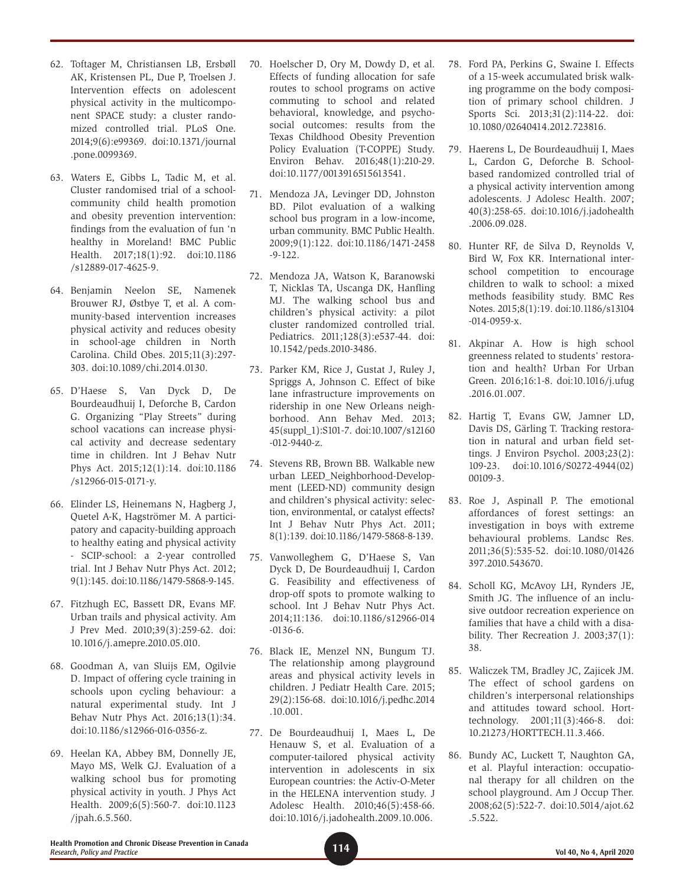62. Toftager M, Christiansen LB, Ersbøll AK, Kristensen PL, Due P, Troelsen J. Intervention effects on adolescent physical activity in the multicomponent SPACE study: a cluster randomized controlled trial. PLoS One. 2014;9(6):e99369. doi:10.1371/journal.pone.0099369.

63. Waters E, Gibbs L, Tadic M, et al. Cluster randomised trial of a school-community child health promotion and obesity prevention intervention: findings from the evaluation of fun 'n healthy in Moreland! BMC Public Health. 2017;18(1):92. doi:10.1186/s12889-017-4625-9.

64. Benjamin Neelon SE, Namenek Brouwer RJ, Østbye T, et al. A community-based intervention increases physical activity and reduces obesity in school-age children in North Carolina. Child Obes. 2015;11(3):297-303. doi:10.1089/chi.2014.0130.

65. D'Haese S, Van Dyck D, De Bourdeaudhuij I, Deforche B, Cardon G. Organizing "Play Streets" during school vacations can increase physical activity and decrease sedentary time in children. Int J Behav Nutr Phys Act. 2015;12(1):14. doi:10.1186/s12966-015-0171-y.

66. Elinder LS, Heinemans N, Hagberg J, Quetel A-K, Hagströmer M. A participatory and capacity-building approach to healthy eating and physical activity - SCIP-school: a 2-year controlled trial. Int J Behav Nutr Phys Act. 2012;9(1):145. doi:10.1186/1479-5868-9-145.

67. Fitzhugh EC, Bassett DR, Evans MF. Urban trails and physical activity. Am J Prev Med. 2010;39(3):259-62. doi:10.1016/j.amepre.2010.05.010.

68. Goodman A, van Sluijs EM, Ogilvie D. Impact of offering cycle training in schools upon cycling behaviour: a natural experimental study. Int J Behav Nutr Phys Act. 2016;13(1):34. doi:10.1186/s12966-016-0356-z.

69. Heelan KA, Abbey BM, Donnelly JE, Mayo MS, Welk GJ. Evaluation of a walking school bus for promoting physical activity in youth. J Phys Act Health. 2009;6(5):560-7. doi:10.1123/jpah.6.5.560.

70. Hoelscher D, Ory M, Dowdy D, et al. Effects of funding allocation for safe routes to school programs on active commuting to school and related behavioral, knowledge, and psychosocial outcomes: results from the Texas Childhood Obesity Prevention Policy Evaluation (T-COPPE) Study. Environ Behav. 2016;48(1):210-29. doi:10.1177/0013916515613541.

71. Mendoza JA, Levinger DD, Johnston BD. Pilot evaluation of a walking school bus program in a low-income, urban community. BMC Public Health. 2009;9(1):122. doi:10.1186/1471-2458-9-122.

72. Mendoza JA, Watson K, Baranowski T, Nicklas TA, Uscanga DK, Hanfling MJ. The walking school bus and children's physical activity: a pilot cluster randomized controlled trial. Pediatrics. 2011;128(3):e537-44. doi:10.1542/peds.2010-3486.

73. Parker KM, Rice J, Gustat J, Ruley J, Spriggs A, Johnson C. Effect of bike lane infrastructure improvements on ridership in one New Orleans neighborhood. Ann Behav Med. 2013;45(suppl_1):S101-7. doi:10.1007/s12160-012-9440-z.

74. Stevens RB, Brown BB. Walkable new urban LEED_Neighborhood-Development (LEED-ND) community design and children's physical activity: selection, environmental, or catalyst effects? Int J Behav Nutr Phys Act. 2011;8(1):139. doi:10.1186/1479-5868-8-139.

75. Vanwolleghem G, D'Haese S, Van Dyck D, De Bourdeaudhuij I, Cardon G. Feasibility and effectiveness of drop-off spots to promote walking to school. Int J Behav Nutr Phys Act. 2014;11:136. doi:10.1186/s12966-014-0136-6.

76. Black IE, Menzel NN, Bungum TJ. The relationship among playground areas and physical activity levels in children. J Pediatr Health Care. 2015;29(2):156-68. doi:10.1016/j.pedhc.2014.10.001.

77. De Bourdeaudhuij I, Maes L, De Henauw S, et al. Evaluation of a computer-tailored physical activity intervention in adolescents in six European countries: the Activ-O-Meter in the HELENA intervention study. J Adolesc Health. 2010;46(5):458-66. doi:10.1016/j.jadohealth.2009.10.006.

78. Ford PA, Perkins G, Swaine I. Effects of a 15-week accumulated brisk walking programme on the body composition of primary school children. J Sports Sci. 2013;31(2):114-22. doi:10.1080/02640414.2012.723816.

79. Haerens L, De Bourdeaudhuij I, Maes L, Cardon G, Deforche B. School-based randomized controlled trial of a physical activity intervention among adolescents. J Adolesc Health. 2007;40(3):258-65. doi:10.1016/j.jadohealth.2006.09.028.

80. Hunter RF, de Silva D, Reynolds V, Bird W, Fox KR. International inter-school competition to encourage children to walk to school: a mixed methods feasibility study. BMC Res Notes. 2015;8(1):19. doi:10.1186/s13104-014-0959-x.

81. Akpinar A. How is high school greenness related to students' restoration and health? Urban For Urban Green. 2016;16:1-8. doi:10.1016/j.ufug.2016.01.007.

82. Hartig T, Evans GW, Jamner LD, Davis DS, Gärling T. Tracking restoration in natural and urban field settings. J Environ Psychol. 2003;23(2):109-23. doi:10.1016/S0272-4944(02)00109-3.

83. Roe J, Aspinall P. The emotional affordances of forest settings: an investigation in boys with extreme behavioural problems. Landsc Res. 2011;36(5):535-52. doi:10.1080/01426397.2010.543670.

84. Scholl KG, McAvoy LH, Rynders JE, Smith JG. The influence of an inclusive outdoor recreation experience on families that have a child with a disability. Ther Recreation J. 2003;37(1):38.

85. Waliczek TM, Bradley JC, Zajicek JM. The effect of school gardens on children's interpersonal relationships and attitudes toward school. Horttechnology. 2001;11(3):466-8. doi:10.21273/HORTTECH.11.3.466.

86. Bundy AC, Luckett T, Naughton GA, et al. Playful interaction: occupational therapy for all children on the school playground. Am J Occup Ther. 2008;62(5):522-7. doi:10.5014/ajot.62.5.522.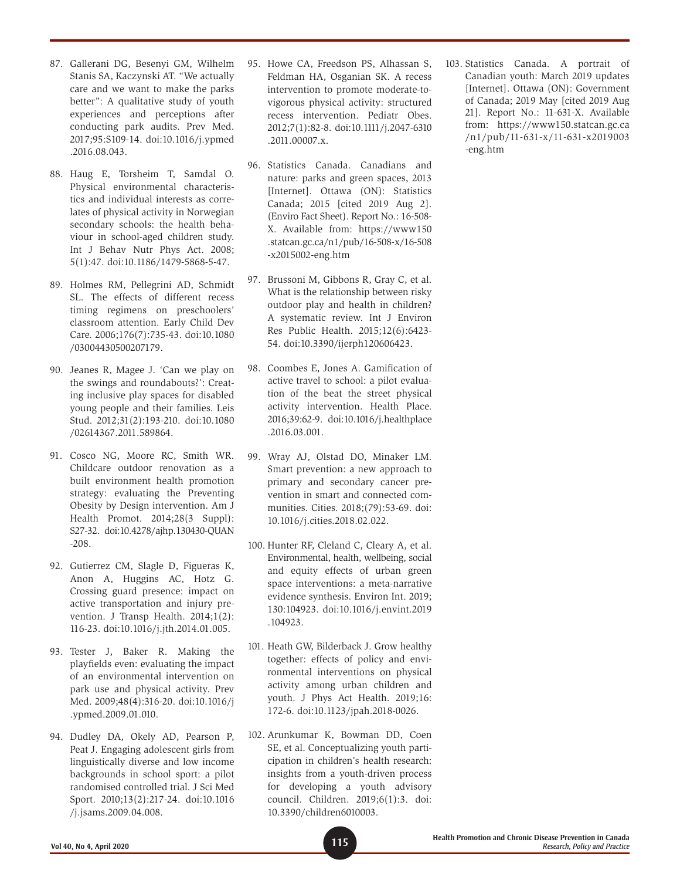87. Gallerani DG, Besenyi GM, Wilhelm Stanis SA, Kaczynski AT. "We actually care and we want to make the parks better": A qualitative study of youth experiences and perceptions after conducting park audits. Prev Med. 2017;95:S109-14. doi:10.1016/j.ypmed.2016.08.043.

88. Haug E, Torsheim T, Samdal O. Physical environmental characteristics and individual interests as correlates of physical activity in Norwegian secondary schools: the health behaviour in school-aged children study. Int J Behav Nutr Phys Act. 2008; 5(1):47. doi:10.1186/1479-5868-5-47.

89. Holmes RM, Pellegrini AD, Schmidt SL. The effects of different recess timing regimens on preschoolers' classroom attention. Early Child Dev Care. 2006;176(7):735-43. doi:10.1080/03004430500207179.

90. Jeanes R, Magee J. 'Can we play on the swings and roundabouts?': Creating inclusive play spaces for disabled young people and their families. Leis Stud. 2012;31(2):193-210. doi:10.1080/02614367.2011.589864.

91. Cosco NG, Moore RC, Smith WR. Childcare outdoor renovation as a built environment health promotion strategy: evaluating the Preventing Obesity by Design intervention. Am J Health Promot. 2014;28(3 Suppl): S27-32. doi:10.4278/ajhp.130430-QUAN-208.

92. Gutierrez CM, Slagle D, Figueras K, Anon A, Huggins AC, Hotz G. Crossing guard presence: impact on active transportation and injury prevention. J Transp Health. 2014;1(2): 116-23. doi:10.1016/j.jth.2014.01.005.

93. Tester J, Baker R. Making the playfields even: evaluating the impact of an environmental intervention on park use and physical activity. Prev Med. 2009;48(4):316-20. doi:10.1016/j.ypmed.2009.01.010.

94. Dudley DA, Okely AD, Pearson P, Peat J. Engaging adolescent girls from linguistically diverse and low income backgrounds in school sport: a pilot randomised controlled trial. J Sci Med Sport. 2010;13(2):217-24. doi:10.1016/j.jsams.2009.04.008.

95. Howe CA, Freedson PS, Alhassan S, Feldman HA, Osganian SK. A recess intervention to promote moderate-to-vigorous physical activity: structured recess intervention. Pediatr Obes. 2012;7(1):82-8. doi:10.1111/j.2047-6310.2011.00007.x.

96. Statistics Canada. Canadians and nature: parks and green spaces, 2013 [Internet]. Ottawa (ON): Statistics Canada; 2015 [cited 2019 Aug 2]. (Enviro Fact Sheet). Report No.: 16-508-X. Available from: https://www150.statcan.gc.ca/n1/pub/16-508-x/16-508-x2015002-eng.htm

97. Brussoni M, Gibbons R, Gray C, et al. What is the relationship between risky outdoor play and health in children? A systematic review. Int J Environ Res Public Health. 2015;12(6):6423-54. doi:10.3390/ijerph120606423.

98. Coombes E, Jones A. Gamification of active travel to school: a pilot evaluation of the beat the street physical activity intervention. Health Place. 2016;39:62-9. doi:10.1016/j.healthplace.2016.03.001.

99. Wray AJ, Olstad DO, Minaker LM. Smart prevention: a new approach to primary and secondary cancer prevention in smart and connected communities. Cities. 2018;(79):53-69. doi:10.1016/j.cities.2018.02.022.

100. Hunter RF, Cleland C, Cleary A, et al. Environmental, health, wellbeing, social and equity effects of urban green space interventions: a meta-narrative evidence synthesis. Environ Int. 2019; 130:104923. doi:10.1016/j.envint.2019.104923.

101. Heath GW, Bilderback J. Grow healthy together: effects of policy and environmental interventions on physical activity among urban children and youth. J Phys Act Health. 2019;16: 172-6. doi:10.1123/jpah.2018-0026.

102. Arunkumar K, Bowman DD, Coen SE, et al. Conceptualizing youth participation in children's health research: insights from a youth-driven process for developing a youth advisory council. Children. 2019;6(1):3. doi:10.3390/children6010003.

103. Statistics Canada. A portrait of Canadian youth: March 2019 updates [Internet]. Ottawa (ON): Government of Canada; 2019 May [cited 2019 Aug 21]. Report No.: 11-631-X. Available from: https://www150.statcan.gc.ca/n1/pub/11-631-x/11-631-x2019003-eng.htm